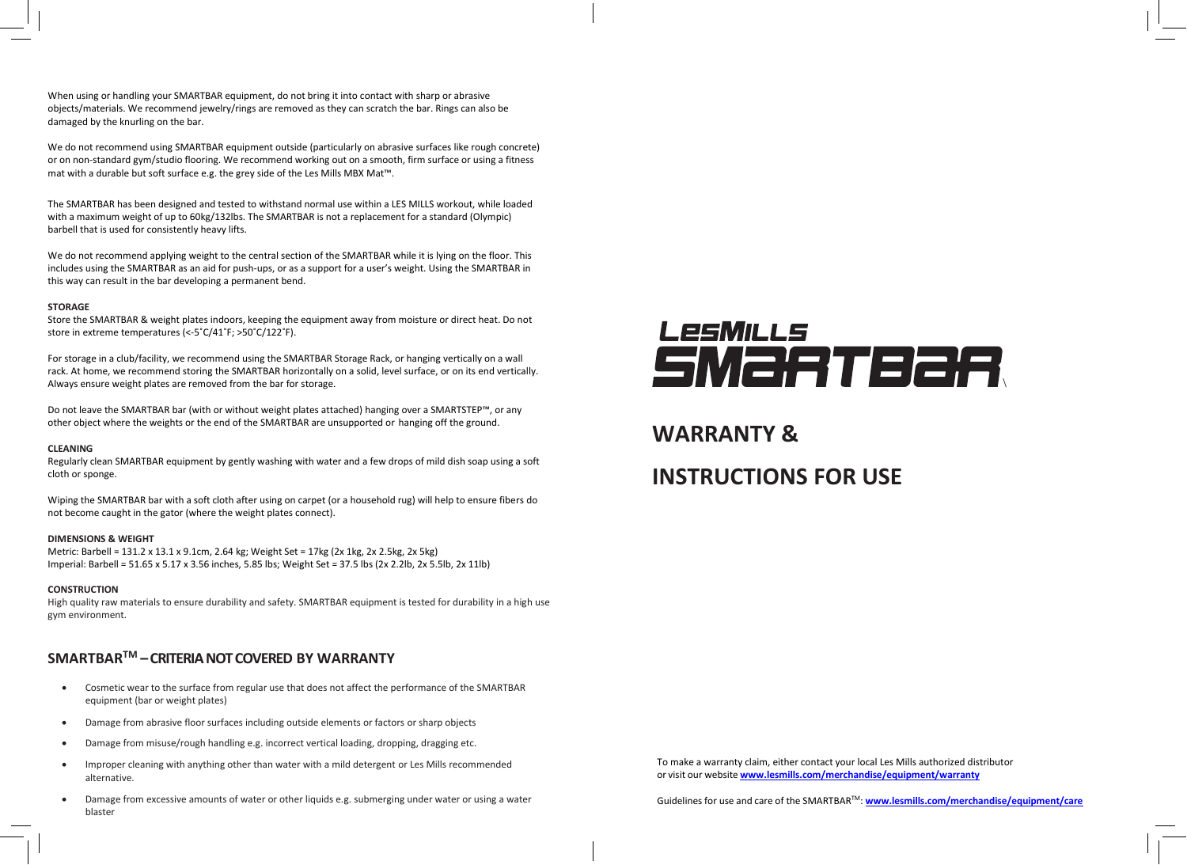When using or handling your SMARTBAR equipment, do not bring it into contact with sharp or abrasive objects/materials. We recommend jewelry/rings are removed as they can scratch the bar. Rings can also be damaged by the knurling on the bar.

We do not recommend using SMARTBAR equipment outside (particularly on abrasive surfaces like rough concrete) or on non-standard gym/studio flooring. We recommend working out on a smooth, firm surface or using a fitness mat with a durable but soft surface e.g. the grey side of the Les Mills MBX Mat™.

The SMARTBAR has been designed and tested to withstand normal use within a LES MILLS workout, while loaded with a maximum weight of up to 60kg/132lbs. The SMARTBAR is not a replacement for a standard (Olympic) barbell that is used for consistently heavy lifts.

We do not recommend applying weight to the central section of the SMARTBAR while it is lying on the floor. This includes using the SMARTBAR as an aid for push-ups, or as a support for a user's weight. Using the SMARTBAR in this way can result in the bar developing a permanent bend.

**STORAGE**

Store the SMARTBAR & weight plates indoors, keeping the equipment away from moisture or direct heat. Do not store in extreme temperatures (<-5˚C/41˚F; >50˚C/122˚F).

For storage in a club/facility, we recommend using the SMARTBAR Storage Rack, or hanging vertically on a wall rack. At home, we recommend storing the SMARTBAR horizontally on a solid, level surface, or on its end vertically. Always ensure weight plates are removed from the bar for storage.

Do not leave the SMARTBAR bar (with or without weight plates attached) hanging over a SMARTSTEP™, or any other object where the weights or the end of the SMARTBAR are unsupported or hanging off the ground.

**CLEANING**

Regularly clean SMARTBAR equipment by gently washing with water and a few drops of mild dish soap using a soft cloth or sponge.

Wiping the SMARTBAR bar with a soft cloth after using on carpet (or a household rug) will help to ensure fibers do not become caught in the gator (where the weight plates connect).

**DIMENSIONS & WEIGHT**

Metric: Barbell = 131.2 x 13.1 x 9.1cm, 2.64 kg; Weight Set = 17kg (2x 1kg, 2x 2.5kg, 2x 5kg)
Imperial: Barbell = 51.65 x 5.17 x 3.56 inches, 5.85 lbs; Weight Set = 37.5 lbs (2x 2.2lb, 2x 5.5lb, 2x 11lb)

**CONSTRUCTION**

High quality raw materials to ensure durability and safety. SMARTBAR equipment is tested for durability in a high use gym environment.

## SMARTBAR™ – CRITERIA NOT COVERED BY WARRANTY

- Cosmetic wear to the surface from regular use that does not affect the performance of the SMARTBAR equipment (bar or weight plates)
- Damage from abrasive floor surfaces including outside elements or factors or sharp objects
- Damage from misuse/rough handling e.g. incorrect vertical loading, dropping, dragging etc.
- Improper cleaning with anything other than water with a mild detergent or Les Mills recommended alternative.
- Damage from excessive amounts of water or other liquids e.g. submerging under water or using a water blaster

LESMILLS SMARTBAR

# WARRANTY &

# INSTRUCTIONS FOR USE

To make a warranty claim, either contact your local Les Mills authorized distributor or visit our website **www.lesmills.com/merchandise/equipment/warranty**

Guidelines for use and care of the SMARTBAR™: **www.lesmills.com/merchandise/equipment/care**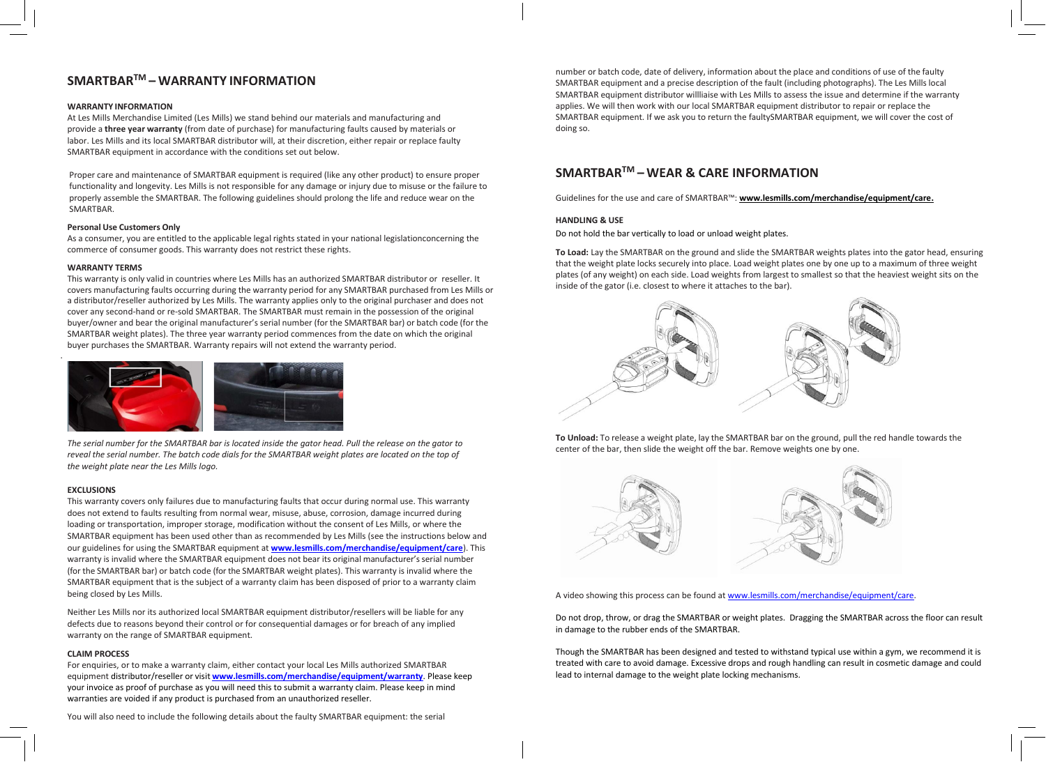## SMARTBAR™ – WARRANTY INFORMATION

**WARRANTY INFORMATION**

At Les Mills Merchandise Limited (Les Mills) we stand behind our materials and manufacturing and provide a **three year warranty** (from date of purchase) for manufacturing faults caused by materials or labor. Les Mills and its local SMARTBAR distributor will, at their discretion, either repair or replace faulty SMARTBAR equipment in accordance with the conditions set out below.

Proper care and maintenance of SMARTBAR equipment is required (like any other product) to ensure proper functionality and longevity. Les Mills is not responsible for any damage or injury due to misuse or the failure to properly assemble the SMARTBAR. The following guidelines should prolong the life and reduce wear on the SMARTBAR.

**Personal Use Customers Only**

As a consumer, you are entitled to the applicable legal rights stated in your national legislationconcerning the commerce of consumer goods. This warranty does not restrict these rights.

**WARRANTY TERMS**

This warranty is only valid in countries where Les Mills has an authorized SMARTBAR distributor or reseller. It covers manufacturing faults occurring during the warranty period for any SMARTBAR purchased from Les Mills or a distributor/reseller authorized by Les Mills. The warranty applies only to the original purchaser and does not cover any second-hand or re-sold SMARTBAR. The SMARTBAR must remain in the possession of the original buyer/owner and bear the original manufacturer's serial number (for the SMARTBAR bar) or batch code (for the SMARTBAR weight plates). The three year warranty period commences from the date on which the original buyer purchases the SMARTBAR. Warranty repairs will not extend the warranty period.

*The serial number for the SMARTBAR bar is located inside the gator head. Pull the release on the gator to reveal the serial number. The batch code dials for the SMARTBAR weight plates are located on the top of the weight plate near the Les Mills logo.*

**EXCLUSIONS**

This warranty covers only failures due to manufacturing faults that occur during normal use. This warranty does not extend to faults resulting from normal wear, misuse, abuse, corrosion, damage incurred during loading or transportation, improper storage, modification without the consent of Les Mills, or where the SMARTBAR equipment has been used other than as recommended by Les Mills (see the instructions below and our guidelines for using the SMARTBAR equipment at **www.lesmills.com/merchandise/equipment/care**). This warranty is invalid where the SMARTBAR equipment does not bear its original manufacturer's serial number (for the SMARTBAR bar) or batch code (for the SMARTBAR weight plates). This warranty is invalid where the SMARTBAR equipment that is the subject of a warranty claim has been disposed of prior to a warranty claim being closed by Les Mills.

Neither Les Mills nor its authorized local SMARTBAR equipment distributor/resellers will be liable for any defects due to reasons beyond their control or for consequential damages or for breach of any implied warranty on the range of SMARTBAR equipment.

**CLAIM PROCESS**

For enquiries, or to make a warranty claim, either contact your local Les Mills authorized SMARTBAR equipment distributor/reseller or visit **www.lesmills.com/merchandise/equipment/warranty**. Please keep your invoice as proof of purchase as you will need this to submit a warranty claim. Please keep in mind warranties are voided if any product is purchased from an unauthorized reseller.

You will also need to include the following details about the faulty SMARTBAR equipment: the serial number or batch code, date of delivery, information about the place and conditions of use of the faulty SMARTBAR equipment and a precise description of the fault (including photographs). The Les Mills local SMARTBAR equipment distributor willliaise with Les Mills to assess the issue and determine if the warranty applies. We will then work with our local SMARTBAR equipment distributor to repair or replace the SMARTBAR equipment. If we ask you to return the faultySMARTBAR equipment, we will cover the cost of doing so.

## SMARTBAR™ – WEAR & CARE INFORMATION

Guidelines for the use and care of SMARTBAR™: **www.lesmills.com/merchandise/equipment/care.**

**HANDLING & USE**

Do not hold the bar vertically to load or unload weight plates.

**To Load:** Lay the SMARTBAR on the ground and slide the SMARTBAR weights plates into the gator head, ensuring that the weight plate locks securely into place. Load weight plates one by one up to a maximum of three weight plates (of any weight) on each side. Load weights from largest to smallest so that the heaviest weight sits on the inside of the gator (i.e. closest to where it attaches to the bar).

**To Unload:** To release a weight plate, lay the SMARTBAR bar on the ground, pull the red handle towards the center of the bar, then slide the weight off the bar. Remove weights one by one.

A video showing this process can be found at www.lesmills.com/merchandise/equipment/care.

Do not drop, throw, or drag the SMARTBAR or weight plates. Dragging the SMARTBAR across the floor can result in damage to the rubber ends of the SMARTBAR.

Though the SMARTBAR has been designed and tested to withstand typical use within a gym, we recommend it is treated with care to avoid damage. Excessive drops and rough handling can result in cosmetic damage and could lead to internal damage to the weight plate locking mechanisms.